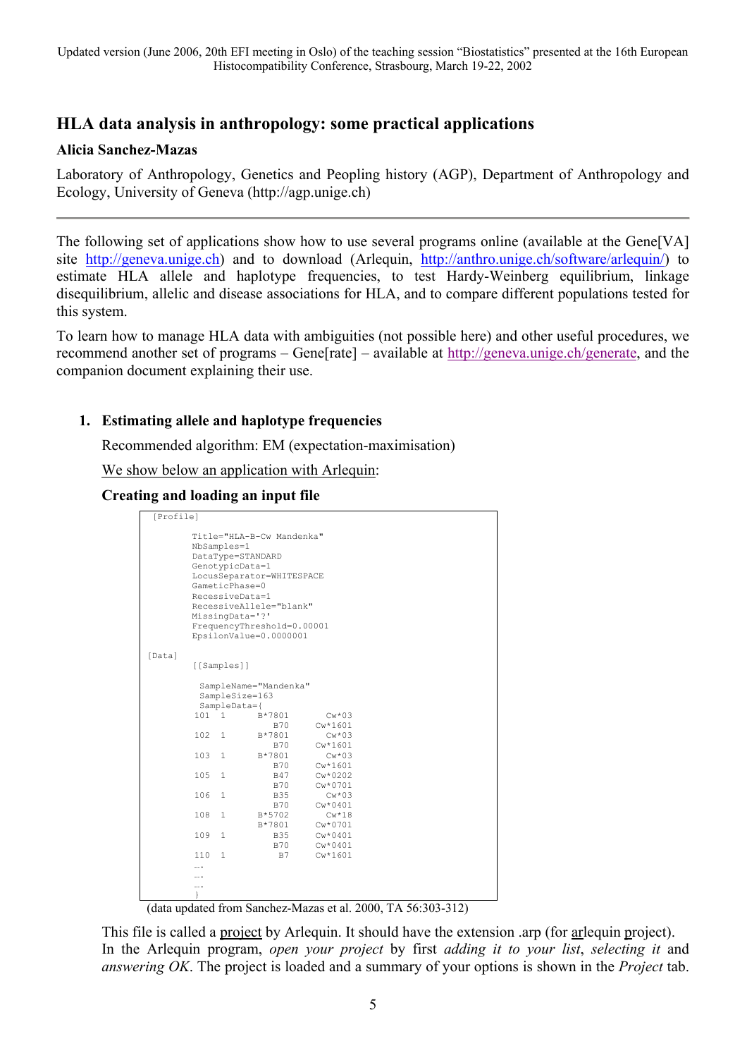Updated version (June 2006, 20th EFI meeting in Oslo) of the teaching session "Biostatistics" presented at the 16th European Histocompatibility Conference, Strasbourg, March 19-22, 2002

# HLA data analysis in anthropology: some practical applications

**Alicia Sanchez-Mazas**

Laboratory of Anthropology, Genetics and Peopling history (AGP), Department of Anthropology and Ecology, University of Geneva (http://agp.unige.ch)

---

The following set of applications show how to use several programs online (available at the Gene[VA] site http://geneva.unige.ch) and to download (Arlequin, http://anthro.unige.ch/software/arlequin/) to estimate HLA allele and haplotype frequencies, to test Hardy-Weinberg equilibrium, linkage disequilibrium, allelic and disease associations for HLA, and to compare different populations tested for this system.

To learn how to manage HLA data with ambiguities (not possible here) and other useful procedures, we recommend another set of programs – Gene[rate] – available at http://geneva.unige.ch/generate, and the companion document explaining their use.

## 1. Estimating allele and haplotype frequencies

Recommended algorithm: EM (expectation-maximisation)

We show below an application with Arlequin:

### Creating and loading an input file

```
 [Profile]

        Title="HLA-B-Cw Mandenka"
        NbSamples=1
        DataType=STANDARD
        GenotypicData=1
        LocusSeparator=WHITESPACE
        GameticPhase=0
        RecessiveData=1
        RecessiveAllele="blank"
        MissingData='?'
        FrequencyThreshold=0.00001
        EpsilonValue=0.0000001

[Data]
        [[Samples]]

         SampleName="Mandenka"
         SampleSize=163
         SampleData={
        101  1      B*7801       Cw*03
                       B70     Cw*1601
        102  1      B*7801       Cw*03
                       B70     Cw*1601
        103  1      B*7801       Cw*03
                       B70     Cw*1601
        105  1         B47     Cw*0202
                       B70     Cw*0701
        106  1         B35       Cw*03
                       B70     Cw*0401
        108  1      B*5702       Cw*18
                    B*7801     Cw*0701
        109  1         B35     Cw*0401
                       B70     Cw*0401
        110  1          B7     Cw*1601
        ….
        ….
        ….
        }
```

(data updated from Sanchez-Mazas et al. 2000, TA 56:303-312)

This file is called a project by Arlequin. It should have the extension .arp (for arlequin project). In the Arlequin program, *open your project* by first *adding it to your list*, *selecting it* and *answering OK*. The project is loaded and a summary of your options is shown in the *Project* tab.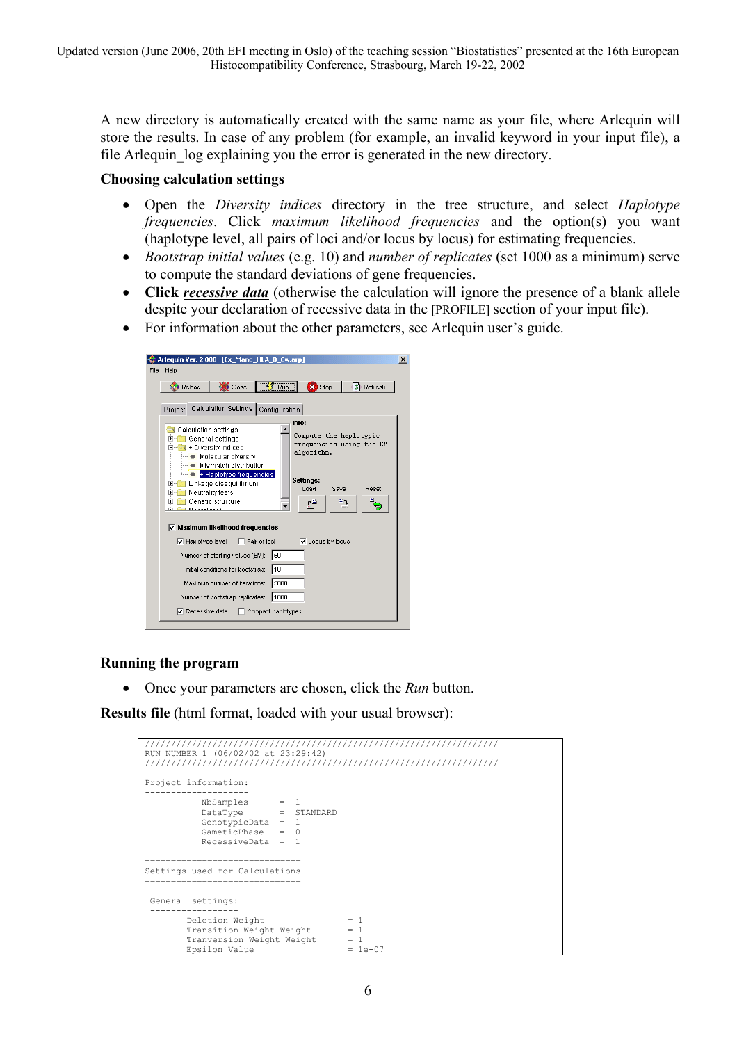A new directory is automatically created with the same name as your file, where Arlequin will store the results. In case of any problem (for example, an invalid keyword in your input file), a file Arlequin_log explaining you the error is generated in the new directory.

**Choosing calculation settings**

- Open the *Diversity indices* directory in the tree structure, and select *Haplotype frequencies*. Click *maximum likelihood frequencies* and the option(s) you want (haplotype level, all pairs of loci and/or locus by locus) for estimating frequencies.
- *Bootstrap initial values* (e.g. 10) and *number of replicates* (set 1000 as a minimum) serve to compute the standard deviations of gene frequencies.
- **Click *recessive data*** (otherwise the calculation will ignore the presence of a blank allele despite your declaration of recessive data in the [PROFILE] section of your input file).
- For information about the other parameters, see Arlequin user's guide.

**Running the program**

- Once your parameters are chosen, click the *Run* button.

**Results file** (html format, loaded with your usual browser):

```
////////////////////////////////////////////////////////////////////////
RUN NUMBER 1 (06/02/02 at 23:29:42)
////////////////////////////////////////////////////////////////////////

Project information:
--------------------
           NbSamples      =  1
           DataType       =  STANDARD
           GenotypicData  =  1
           GameticPhase   =  0
           RecessiveData  =  1

==============================
Settings used for Calculations
==============================

 General settings:
 -----------------
        Deletion Weight              = 1
        Transition Weight Weight     = 1
        Tranversion Weight Weight    = 1
        Epsilon Value                = 1e-07
```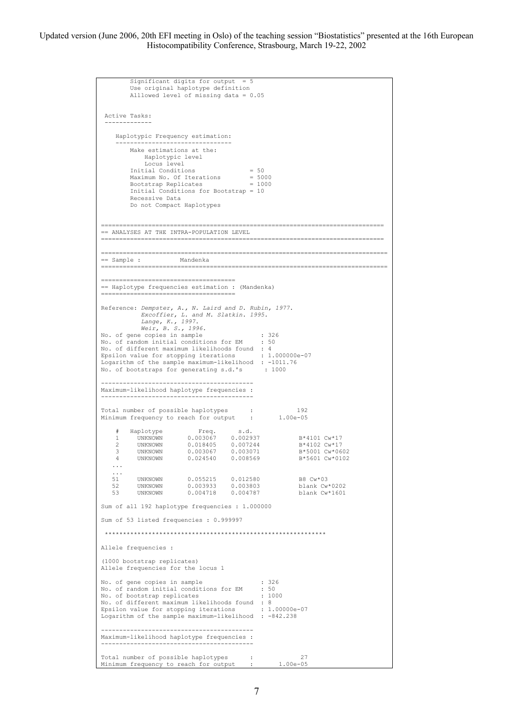```
        Significant digits for output  = 5
        Use original haplotype definition
        Alllowed level of missing data = 0.05


 Active Tasks:
 -------------

    Haplotypic Frequency estimation:
    --------------------------------
        Make estimations at the:
            Haplotypic level
            Locus level
        Initial Conditions              = 50
        Maximum No. Of Iterations       = 5000
        Bootstrap Replicates            = 1000
        Initial Conditions for Bootstrap = 10
        Recessive Data
        Do not Compact Haplotypes


==============================================================================
== ANALYSES AT THE INTRA-POPULATION LEVEL
==============================================================================


===============================================================================
== Sample :           Mandenka
===============================================================================


=====================================
== Haplotype frequencies estimation : (Mandenka)
=====================================

Reference: Dempster, A., N. Laird and D. Rubin, 1977.
           Excoffier, L. and M. Slatkin. 1995.
           Lange, K., 1997.
           Weir, B. S., 1996.
No. of gene copies in sample               : 326
No. of random initial conditions for EM    : 50
No. of different maximum likelihoods found  : 4
Epsilon value for stopping iterations       : 1.000000e-07
Logarithm of the sample maximum-likelihood  : -1011.76
No. of bootstraps for generating s.d.'s      : 1000

------------------------------------------
Maximum-likelihood haplotype frequencies :
------------------------------------------

Total number of possible haplotypes      :           192
Minimum frequency to reach for output    :       1.00e-05

    #   Haplotype          Freq.      s.d.
    1     UNKNOWN       0.003067    0.002937          B*4101 Cw*17
    2     UNKNOWN       0.018405    0.007244          B*4102 Cw*17
    3     UNKNOWN       0.003067    0.003071          B*5001 Cw*0602
    4     UNKNOWN       0.024540    0.008569          B*5601 Cw*0102
  ...
  ...
   51     UNKNOWN       0.055215    0.012580          B8 Cw*03
   52     UNKNOWN       0.003933    0.003803          blank Cw*0202
   53     UNKNOWN       0.004718    0.004787          blank Cw*1601

Sum of all 192 haplotype frequencies : 1.000000

Sum of 53 listed frequencies : 0.999997

 ************************************************************

Allele frequencies :

(1000 bootstrap replicates)
Allele frequencies for the locus 1

No. of gene copies in sample               : 326
No. of random initial conditions for EM    : 50
No. of bootstrap replicates                : 1000
No. of different maximum likelihoods found  : 8
Epsilon value for stopping iterations       : 1.00000e-07
Logarithm of the sample maximum-likelihood  : -842.238

------------------------------------------
Maximum-likelihood haplotype frequencies :
------------------------------------------

Total number of possible haplotypes      :            27
Minimum frequency to reach for output    :       1.00e-05
```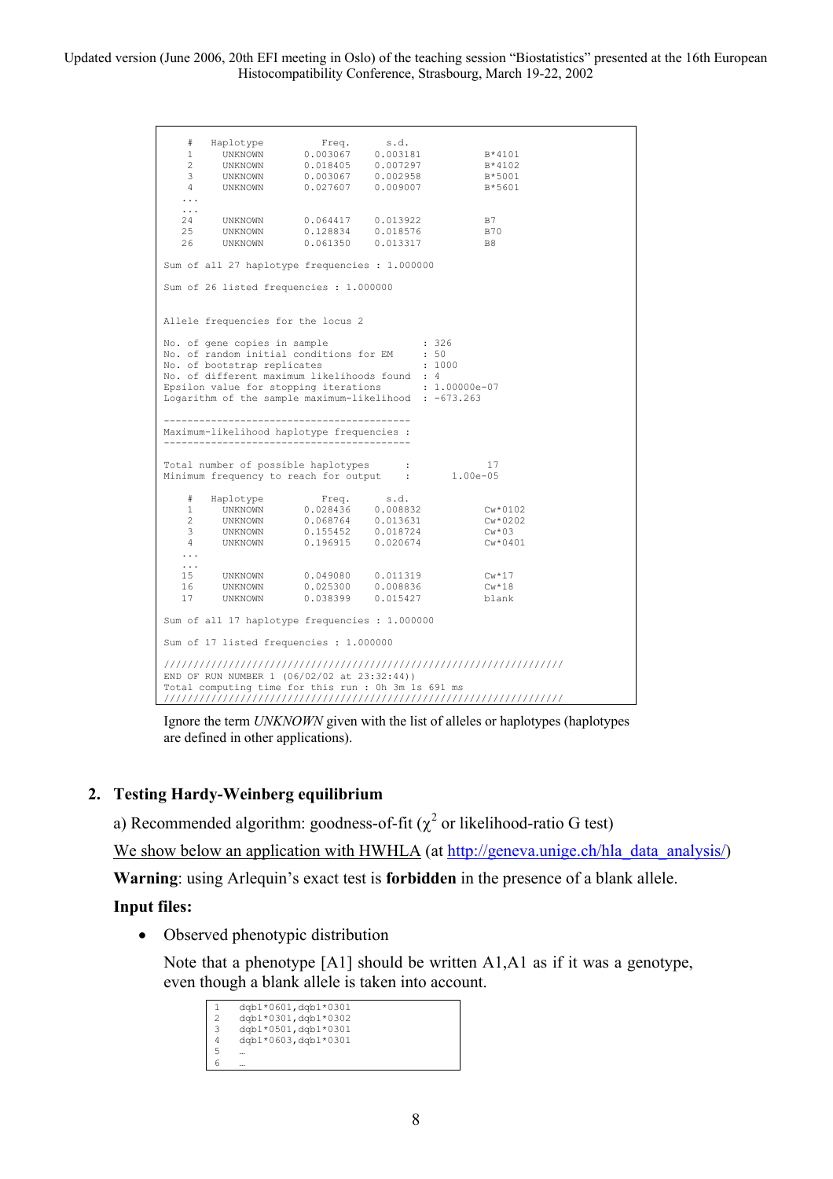```
    #   Haplotype         Freq.      s.d.
    1     UNKNOWN       0.003067   0.003181          B*4101
    2     UNKNOWN       0.018405   0.007297          B*4102
    3     UNKNOWN       0.003067   0.002958          B*5001
    4     UNKNOWN       0.027607   0.009007          B*5601
   ...
   ...
   24     UNKNOWN       0.064417   0.013922          B7
   25     UNKNOWN       0.128834   0.018576          B70
   26     UNKNOWN       0.061350   0.013317          B8

Sum of all 27 haplotype frequencies : 1.000000

Sum of 26 listed frequencies : 1.000000


Allele frequencies for the locus 2

No. of gene copies in sample                : 326
No. of random initial conditions for EM     : 50
No. of bootstrap replicates                 : 1000
No. of different maximum likelihoods found  : 4
Epsilon value for stopping iterations       : 1.00000e-07
Logarithm of the sample maximum-likelihood  : -673.263

------------------------------------------
Maximum-likelihood haplotype frequencies :
------------------------------------------

Total number of possible haplotypes      :           17
Minimum frequency to reach for output    :      1.00e-05

    #   Haplotype         Freq.      s.d.
    1     UNKNOWN       0.028436   0.008832          Cw*0102
    2     UNKNOWN       0.068764   0.013631          Cw*0202
    3     UNKNOWN       0.155452   0.018724          Cw*03
    4     UNKNOWN       0.196915   0.020674          Cw*0401
   ...
   ...
   15     UNKNOWN       0.049080   0.011319          Cw*17
   16     UNKNOWN       0.025300   0.008836          Cw*18
   17     UNKNOWN       0.038399   0.015427          blank

Sum of all 17 haplotype frequencies : 1.000000

Sum of 17 listed frequencies : 1.000000

//////////////////////////////////////////////////////////////////
END OF RUN NUMBER 1 (06/02/02 at 23:32:44))
Total computing time for this run : 0h 3m 1s 691 ms
//////////////////////////////////////////////////////////////////
```

Ignore the term *UNKNOWN* given with the list of alleles or haplotypes (haplotypes are defined in other applications).

## 2. Testing Hardy-Weinberg equilibrium

a) Recommended algorithm: goodness-of-fit ($\chi^2$ or likelihood-ratio G test)

We show below an application with HWHLA (at http://geneva.unige.ch/hla_data_analysis/)

**Warning**: using Arlequin's exact test is **forbidden** in the presence of a blank allele.

**Input files:**

- Observed phenotypic distribution

  Note that a phenotype [A1] should be written A1,A1 as if it was a genotype, even though a blank allele is taken into account.

```
1    dqb1*0601,dqb1*0301
2    dqb1*0301,dqb1*0302
3    dqb1*0501,dqb1*0301
4    dqb1*0603,dqb1*0301
5    …
6    …
```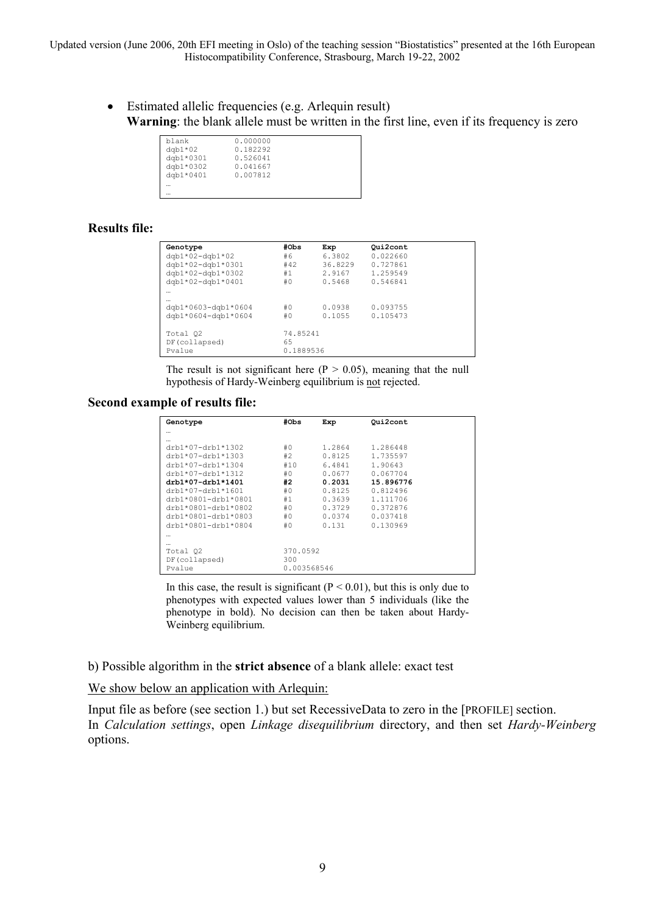- Estimated allelic frequencies (e.g. Arlequin result)
  **Warning**: the blank allele must be written in the first line, even if its frequency is zero

```
blank         0.000000
dqb1*02       0.182292
dqb1*0301     0.526041
dqb1*0302     0.041667
dqb1*0401     0.007812
…
…
```

**Results file:**

```
Genotype                #Obs      Exp       Qui2cont
dqb1*02-dqb1*02         #6        6.3802    0.022660
dqb1*02-dqb1*0301       #42       36.8229   0.727861
dqb1*02-dqb1*0302       #1        2.9167    1.259549
dqb1*02-dqb1*0401       #0        0.5468    0.546841
…
…
dqb1*0603-dqb1*0604     #0        0.0938    0.093755
dqb1*0604-dqb1*0604     #0        0.1055    0.105473

Total Q2                74.85241
DF(collapsed)           65
Pvalue                  0.1889536
```

The result is not significant here (P > 0.05), meaning that the null hypothesis of Hardy-Weinberg equilibrium is not rejected.

**Second example of results file:**

```
Genotype                #Obs      Exp       Qui2cont
…
…
drb1*07-drb1*1302       #0        1.2864    1.286448
drb1*07-drb1*1303       #2        0.8125    1.735597
drb1*07-drb1*1304       #10       6.4841    1.90643
drb1*07-drb1*1312       #0        0.0677    0.067704
drb1*07-drb1*1401       #2        0.2031    15.896776
drb1*07-drb1*1601       #0        0.8125    0.812496
drb1*0801-drb1*0801     #1        0.3639    1.111706
drb1*0801-drb1*0802     #0        0.3729    0.372876
drb1*0801-drb1*0803     #0        0.0374    0.037418
drb1*0801-drb1*0804     #0        0.131     0.130969
…
…
Total Q2                370.0592
DF(collapsed)           300
Pvalue                  0.003568546
```

In this case, the result is significant (P < 0.01), but this is only due to phenotypes with expected values lower than 5 individuals (like the phenotype in bold). No decision can then be taken about Hardy-Weinberg equilibrium.

b) Possible algorithm in the **strict absence** of a blank allele: exact test

We show below an application with Arlequin:

Input file as before (see section 1.) but set RecessiveData to zero in the [PROFILE] section.
In *Calculation settings*, open *Linkage disequilibrium* directory, and then set *Hardy-Weinberg* options.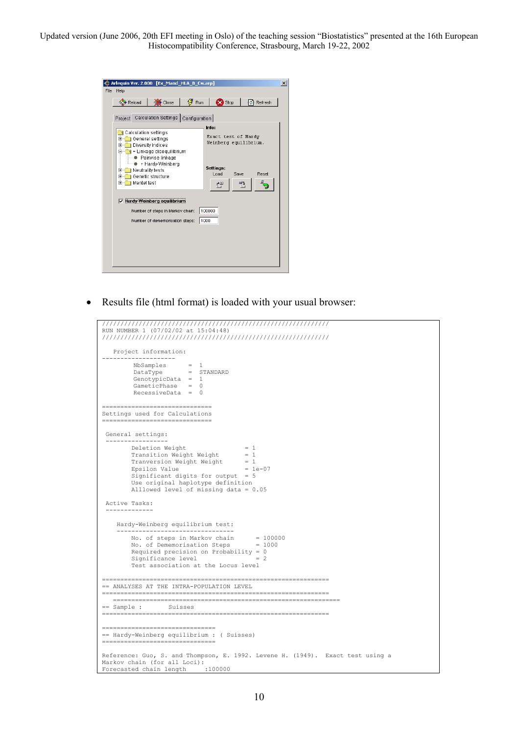- Results file (html format) is loaded with your usual browser:

```
////////////////////////////////////////////////////////////////
RUN NUMBER 1 (07/02/02 at 15:04:48)
////////////////////////////////////////////////////////////////

   Project information:
--------------------
        NbSamples      =  1
        DataType       =  STANDARD
        GenotypicData  =  1
        GameticPhase   =  0
        RecessiveData  =  0


==============================
Settings used for Calculations
==============================

 General settings:
 -----------------
        Deletion Weight                 = 1
        Transition Weight Weight        = 1
        Tranversion Weight Weight       = 1
        Epsilon Value                   = 1e-07
        Significant digits for output  = 5
        Use original haplotype definition
        Alllowed level of missing data = 0.05

 Active Tasks:
 -------------

    Hardy-Weinberg equilibrium test:
    --------------------------------
        No. of steps in Markov chain       = 100000
        No. of Dememorisation Steps        = 1000
        Required precision on Probability = 0
        Significance level                 = 2
        Test association at the Locus level

================================================================
== ANALYSES AT THE INTRA-POPULATION LEVEL
================================================================
   ================================================================
== Sample :        Suisses
================================================================

===============================
== Hardy-Weinberg equilibrium : ( Suisses)
===============================

Reference: Guo, S. and Thompson, E. 1992. Levene H. (1949).  Exact test using a
Markov chain (for all Loci):
Forecasted chain length     :100000
```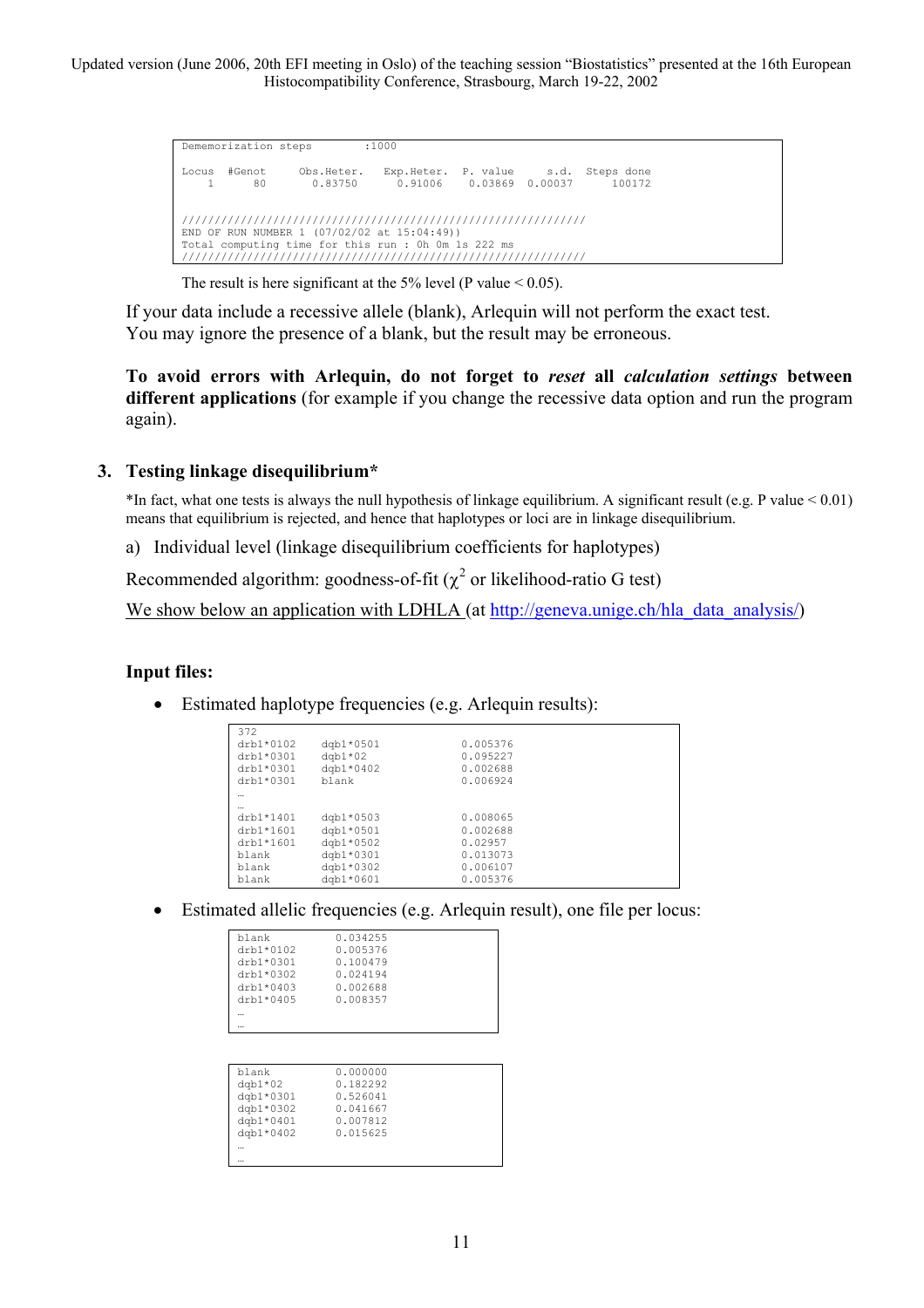```
Dememorization steps        :1000

Locus   #Genot     Obs.Heter.   Exp.Heter.   P. value     s.d.   Steps done
    1      80       0.83750      0.91006     0.03869   0.00037      100172


///////////////////////////////////////////////////////////////
END OF RUN NUMBER 1 (07/02/02 at 15:04:49))
Total computing time for this run : 0h 0m 1s 222 ms
///////////////////////////////////////////////////////////////
```

The result is here significant at the 5% level (P value < 0.05).

If your data include a recessive allele (blank), Arlequin will not perform the exact test. You may ignore the presence of a blank, but the result may be erroneous.

**To avoid errors with Arlequin, do not forget to *reset* all *calculation settings* between different applications** (for example if you change the recessive data option and run the program again).

## 3. Testing linkage disequilibrium*

*In fact, what one tests is always the null hypothesis of linkage equilibrium. A significant result (e.g. P value < 0.01) means that equilibrium is rejected, and hence that haplotypes or loci are in linkage disequilibrium.

a) Individual level (linkage disequilibrium coefficients for haplotypes)

Recommended algorithm: goodness-of-fit ($\chi^2$ or likelihood-ratio G test)

We show below an application with LDHLA (at http://geneva.unige.ch/hla_data_analysis/)

**Input files:**

- Estimated haplotype frequencies (e.g. Arlequin results):

```
372
drb1*0102    dqb1*0501           0.005376
drb1*0301    dqb1*02             0.095227
drb1*0301    dqb1*0402           0.002688
drb1*0301    blank               0.006924
…
…
drb1*1401    dqb1*0503           0.008065
drb1*1601    dqb1*0501           0.002688
drb1*1601    dqb1*0502           0.02957
blank        dqb1*0301           0.013073
blank        dqb1*0302           0.006107
blank        dqb1*0601           0.005376
```

- Estimated allelic frequencies (e.g. Arlequin result), one file per locus:

```
blank         0.034255
drb1*0102     0.005376
drb1*0301     0.100479
drb1*0302     0.024194
drb1*0403     0.002688
drb1*0405     0.008357
…
…
```

```
blank         0.000000
dqb1*02       0.182292
dqb1*0301     0.526041
dqb1*0302     0.041667
dqb1*0401     0.007812
dqb1*0402     0.015625
…
…
```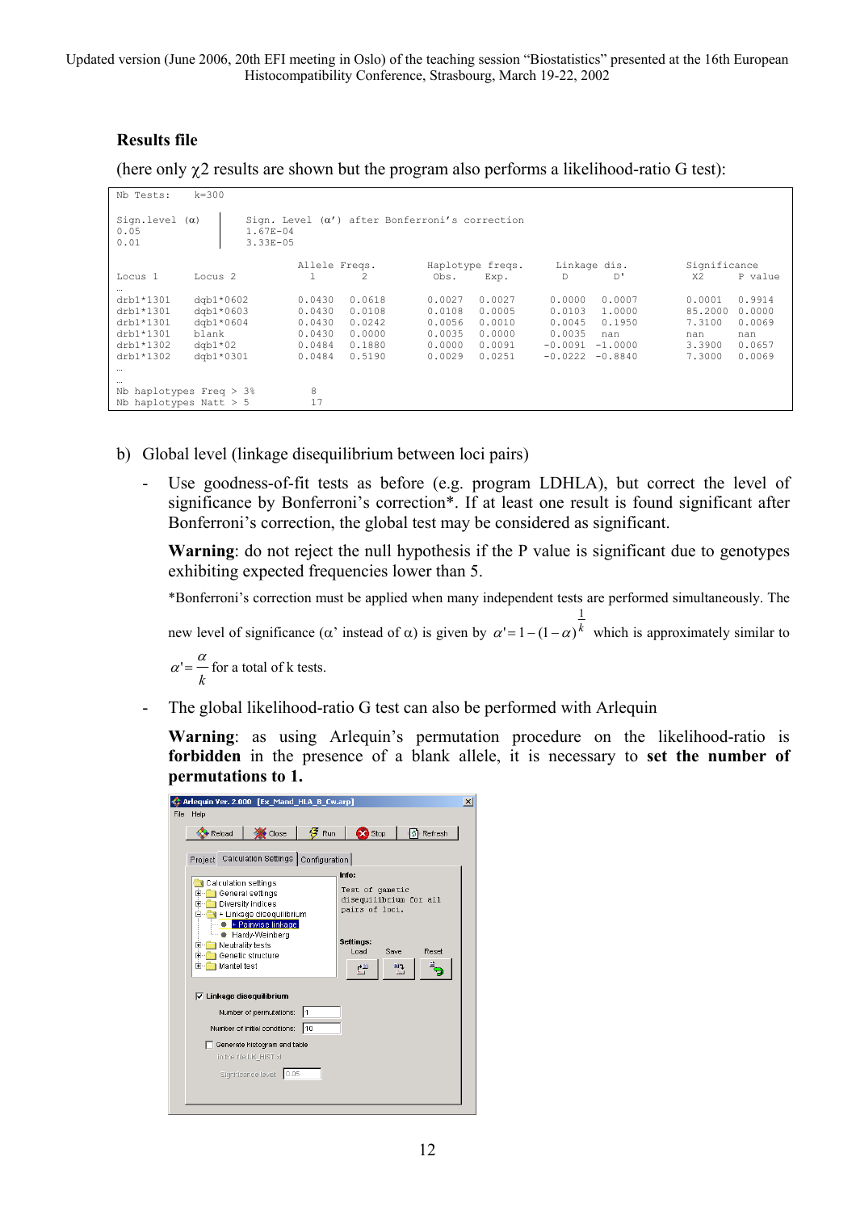### Results file

(here only $\chi 2$ results are shown but the program also performs a likelihood-ratio G test):

```
Nb Tests:    k=300

Sign.level (α)    |  Sign. Level (α') after Bonferroni's correction
0.05              |  1.67E-04
0.01              |  3.33E-05

                              Allele Freqs.        Haplotype freqs.      Linkage dis.        Significance
Locus 1      Locus 2          1         2          Obs.      Exp.        D         D'        X2        P value
…
drb1*1301    dqb1*0602        0.0430    0.0618     0.0027    0.0027      0.0000    0.0007    0.0001    0.9914
drb1*1301    dqb1*0603        0.0430    0.0108     0.0108    0.0005      0.0103    1.0000    85.2000   0.0000
drb1*1301    dqb1*0604        0.0430    0.0242     0.0056    0.0010      0.0045    0.1950    7.3100    0.0069
drb1*1301    blank            0.0430    0.0000     0.0035    0.0000      0.0035    nan       nan       nan
drb1*1302    dqb1*02          0.0484    0.1880     0.0000    0.0091     -0.0091   -1.0000    3.3900    0.0657
drb1*1302    dqb1*0301        0.0484    0.5190     0.0029    0.0251     -0.0222   -0.8840    7.3000    0.0069
…
…
Nb haplotypes Freq > 3%       8
Nb haplotypes Natt > 5        17
```

b) Global level (linkage disequilibrium between loci pairs)

- Use goodness-of-fit tests as before (e.g. program LDHLA), but correct the level of significance by Bonferroni's correction*. If at least one result is found significant after Bonferroni's correction, the global test may be considered as significant.

  **Warning**: do not reject the null hypothesis if the P value is significant due to genotypes exhibiting expected frequencies lower than 5.

  *Bonferroni's correction must be applied when many independent tests are performed simultaneously. The new level of significance ($\alpha$' instead of $\alpha$) is given by $\alpha' = 1 - (1-\alpha)^{\frac{1}{k}}$ which is approximately similar to $\alpha' = \frac{\alpha}{k}$ for a total of k tests.

- The global likelihood-ratio G test can also be performed with Arlequin

  **Warning**: as using Arlequin's permutation procedure on the likelihood-ratio is **forbidden** in the presence of a blank allele, it is necessary to **set the number of permutations to 1.**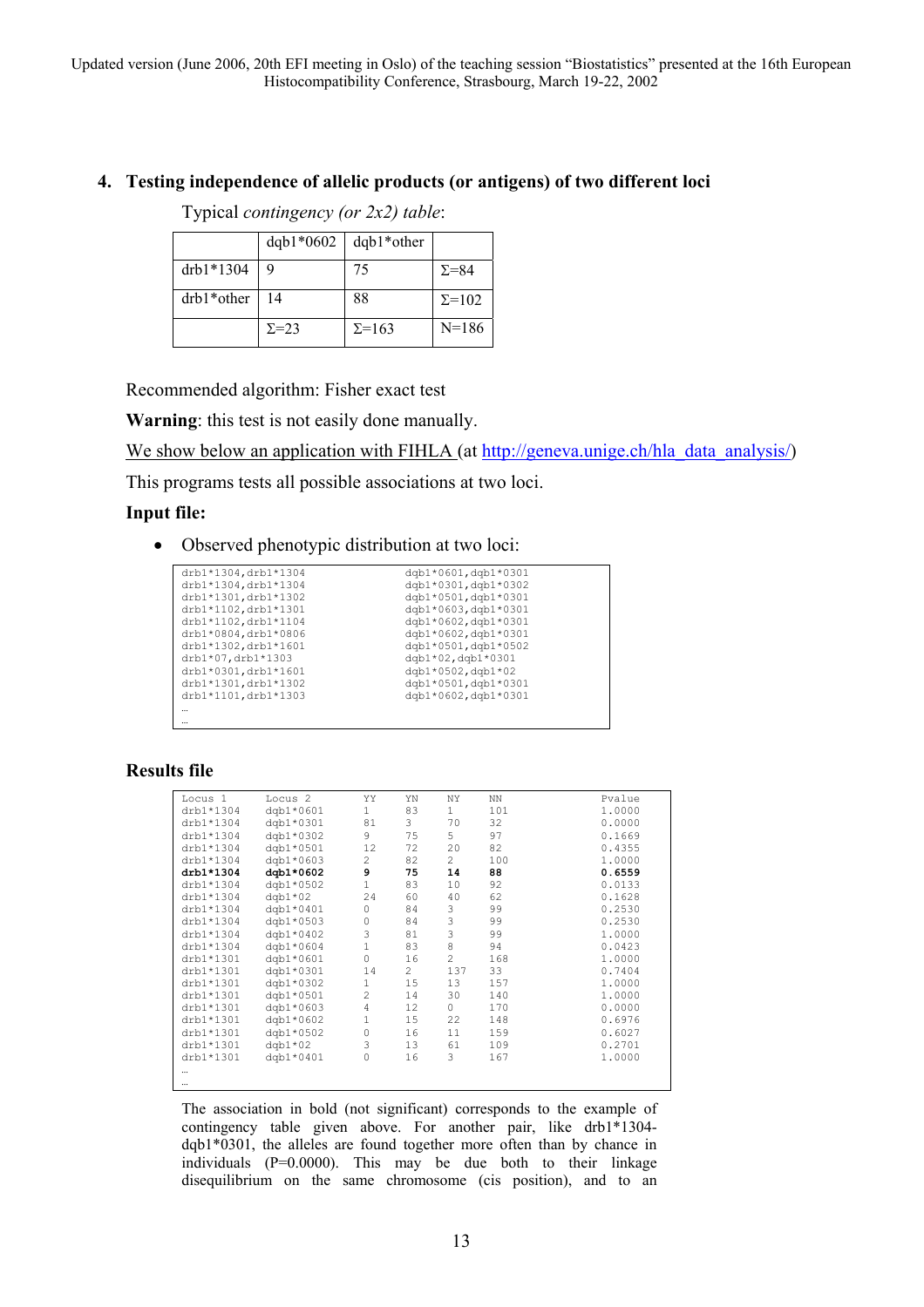## 4. Testing independence of allelic products (or antigens) of two different loci

Typical *contingency (or 2x2) table*:

| | dqb1*0602 | dqb1*other | |
|---|---|---|---|
| drb1*1304 | 9 | 75 | Σ=84 |
| drb1*other | 14 | 88 | Σ=102 |
| | Σ=23 | Σ=163 | N=186 |

Recommended algorithm: Fisher exact test

**Warning**: this test is not easily done manually.

We show below an application with FIHLA (at http://geneva.unige.ch/hla_data_analysis/)

This programs tests all possible associations at two loci.

**Input file:**

- Observed phenotypic distribution at two loci:

```
drb1*1304,drb1*1304                    dqb1*0601,dqb1*0301
drb1*1304,drb1*1304                    dqb1*0301,dqb1*0302
drb1*1301,drb1*1302                    dqb1*0501,dqb1*0301
drb1*1102,drb1*1301                    dqb1*0603,dqb1*0301
drb1*1102,drb1*1104                    dqb1*0602,dqb1*0301
drb1*0804,drb1*0806                    dqb1*0602,dqb1*0301
drb1*1302,drb1*1601                    dqb1*0501,dqb1*0502
drb1*07,drb1*1303                      dqb1*02,dqb1*0301
drb1*0301,drb1*1601                    dqb1*0502,dqb1*02
drb1*1301,drb1*1302                    dqb1*0501,dqb1*0301
drb1*1101,drb1*1303                    dqb1*0602,dqb1*0301
…
…
```

### Results file

```
Locus 1      Locus 2      YY    YN    NY    NN          Pvalue
drb1*1304    dqb1*0601    1     83    1     101         1.0000
drb1*1304    dqb1*0301    81    3     70    32          0.0000
drb1*1304    dqb1*0302    9     75    5     97          0.1669
drb1*1304    dqb1*0501    12    72    20    82          0.4355
drb1*1304    dqb1*0603    2     82    2     100         1.0000
drb1*1304    dqb1*0602    9     75    14    88          0.6559
drb1*1304    dqb1*0502    1     83    10    92          0.0133
drb1*1304    dqb1*02      24    60    40    62          0.1628
drb1*1304    dqb1*0401    0     84    3     99          0.2530
drb1*1304    dqb1*0503    0     84    3     99          0.2530
drb1*1304    dqb1*0402    3     81    3     99          1.0000
drb1*1304    dqb1*0604    1     83    8     94          0.0423
drb1*1301    dqb1*0601    0     16    2     168         1.0000
drb1*1301    dqb1*0301    14    2     137   33          0.7404
drb1*1301    dqb1*0302    1     15    13    157         1.0000
drb1*1301    dqb1*0501    2     14    30    140         1.0000
drb1*1301    dqb1*0603    4     12    0     170         0.0000
drb1*1301    dqb1*0602    1     15    22    148         0.6976
drb1*1301    dqb1*0502    0     16    11    159         0.6027
drb1*1301    dqb1*02      3     13    61    109         0.2701
drb1*1301    dqb1*0401    0     16    3     167         1.0000
…
…
```

The association in bold (not significant) corresponds to the example of contingency table given above. For another pair, like drb1*1304-dqb1*0301, the alleles are found together more often than by chance in individuals (P=0.0000). This may be due both to their linkage disequilibrium on the same chromosome (cis position), and to an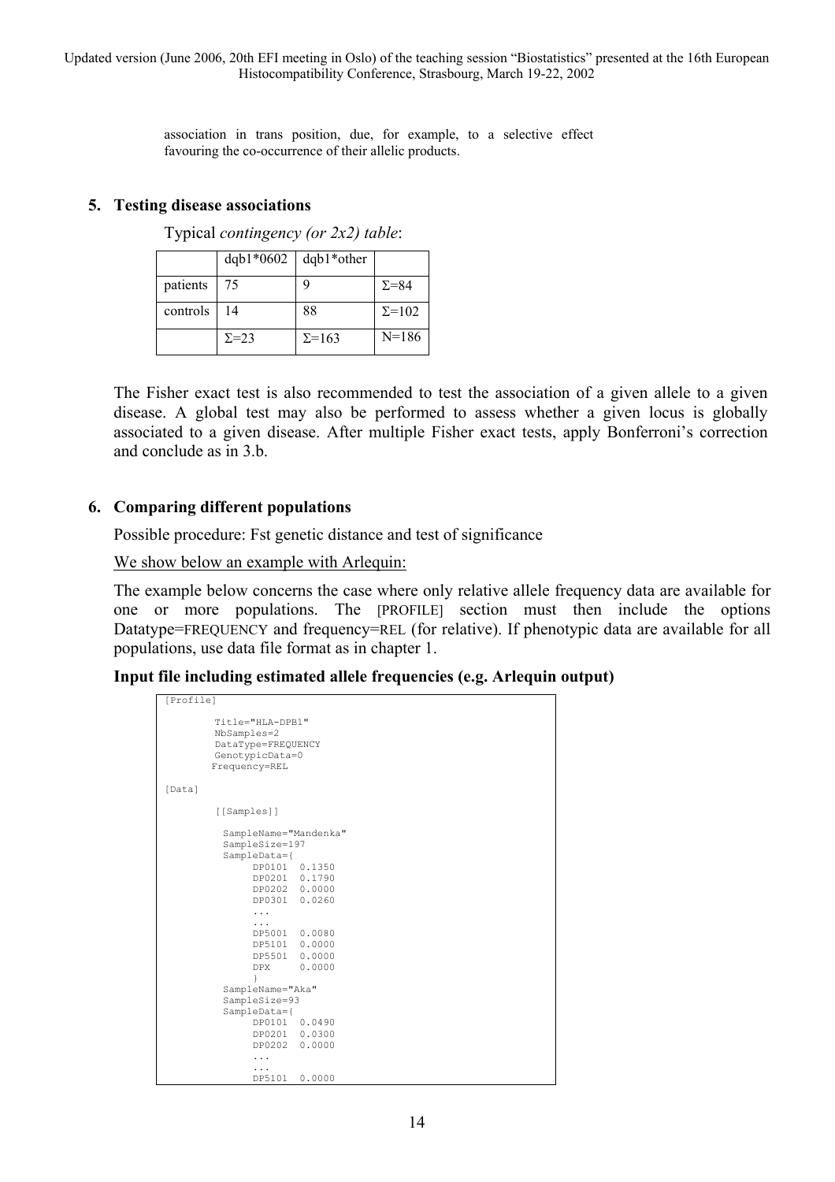association in trans position, due, for example, to a selective effect favouring the co-occurrence of their allelic products.

## 5. Testing disease associations

Typical *contingency (or 2x2) table*:

| | dqb1*0602 | dqb1*other | |
|---|---|---|---|
| patients | 75 | 9 | Σ=84 |
| controls | 14 | 88 | Σ=102 |
| | Σ=23 | Σ=163 | N=186 |

The Fisher exact test is also recommended to test the association of a given allele to a given disease. A global test may also be performed to assess whether a given locus is globally associated to a given disease. After multiple Fisher exact tests, apply Bonferroni's correction and conclude as in 3.b.

## 6. Comparing different populations

Possible procedure: Fst genetic distance and test of significance

We show below an example with Arlequin:

The example below concerns the case where only relative allele frequency data are available for one or more populations. The [PROFILE] section must then include the options Datatype=FREQUENCY and frequency=REL (for relative). If phenotypic data are available for all populations, use data file format as in chapter 1.

**Input file including estimated allele frequencies (e.g. Arlequin output)**

```
[Profile]

        Title="HLA-DPB1"
        NbSamples=2
        DataType=FREQUENCY
        GenotypicData=0
        Frequency=REL

[Data]

        [[Samples]]

          SampleName="Mandenka"
          SampleSize=197
          SampleData={
               DP0101  0.1350
               DP0201  0.1790
               DP0202  0.0000
               DP0301  0.0260
               ...
               ...
               DP5001  0.0080
               DP5101  0.0000
               DP5501  0.0000
               DPX     0.0000
               }
          SampleName="Aka"
          SampleSize=93
          SampleData={
               DP0101  0.0490
               DP0201  0.0300
               DP0202  0.0000
               ...
               ...
               DP5101  0.0000
```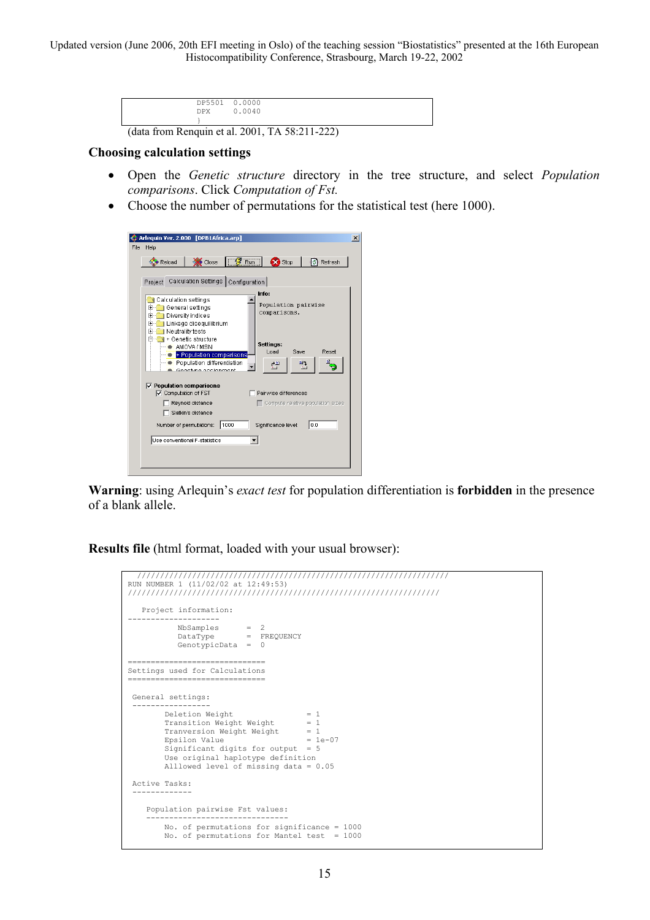```
DP5501   0.0000
DPX      0.0040
}
```

(data from Renquin et al. 2001, TA 58:211-222)

**Choosing calculation settings**

- Open the *Genetic structure* directory in the tree structure, and select *Population comparisons*. Click *Computation of Fst.*
- Choose the number of permutations for the statistical test (here 1000).

**Warning**: using Arlequin's *exact test* for population differentiation is **forbidden** in the presence of a blank allele.

**Results file** (html format, loaded with your usual browser):

```
 ////////////////////////////////////////////////////////////////////
RUN NUMBER 1 (11/02/02 at 12:49:53)
////////////////////////////////////////////////////////////////////

   Project information:
--------------------
           NbSamples      =  2
           DataType       =  FREQUENCY
           GenotypicData  =  0

==============================
Settings used for Calculations
==============================

 General settings:
 -----------------
        Deletion Weight                = 1
        Transition Weight Weight       = 1
        Tranversion Weight Weight      = 1
        Epsilon Value                  = 1e-07
        Significant digits for output  = 5
        Use original haplotype definition
        Allowed level of missing data = 0.05

 Active Tasks:
 -------------

    Population pairwise Fst values:
    ------------------------------
        No. of permutations for significance = 1000
        No. of permutations for Mantel test  = 1000
```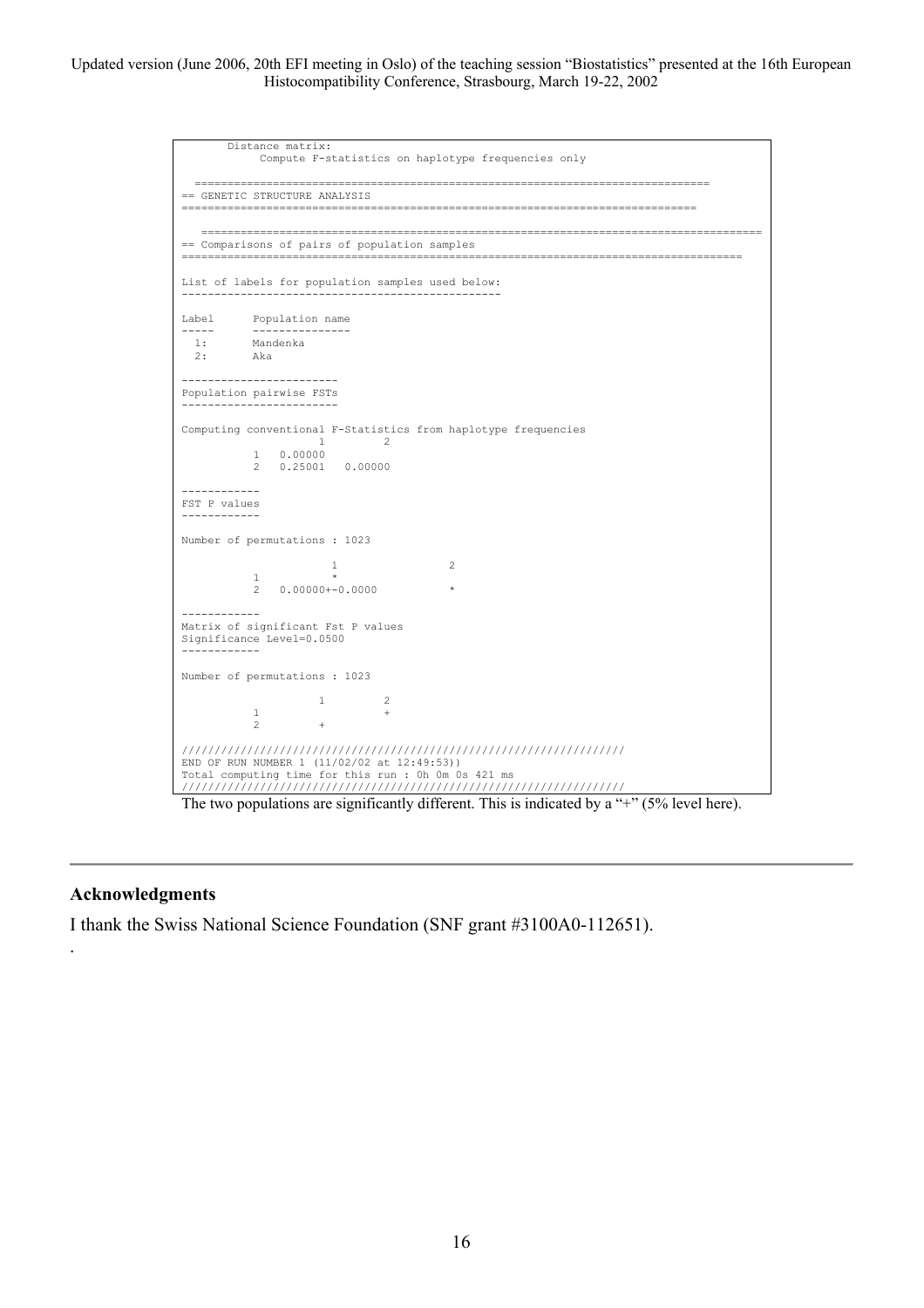```
       Distance matrix:
            Compute F-statistics on haplotype frequencies only

  ==============================================================================
== GENETIC STRUCTURE ANALYSIS
==============================================================================

   ====================================================================================
== Comparisons of pairs of population samples
====================================================================================

List of labels for population samples used below:
-------------------------------------------------

Label      Population name
-----      ---------------
  1:       Mandenka
  2:       Aka

-----------------------
Population pairwise FSTs
-----------------------

Computing conventional F-Statistics from haplotype frequencies
                     1         2
          1   0.00000
          2   0.25001   0.00000

------------
FST P values
------------

Number of permutations : 1023

                       1                 2
          1            *
          2   0.00000+-0.0000           *

------------
Matrix of significant Fst P values
Significance Level=0.0500
------------

Number of permutations : 1023

                     1         2
          1                    +
          2         +

////////////////////////////////////////////////////////////////////
END OF RUN NUMBER 1 (11/02/02 at 12:49:53))
Total computing time for this run : 0h 0m 0s 421 ms
////////////////////////////////////////////////////////////////////
```

The two populations are significantly different. This is indicated by a "+" (5% level here).

## Acknowledgments

I thank the Swiss National Science Foundation (SNF grant #3100A0-112651).

.